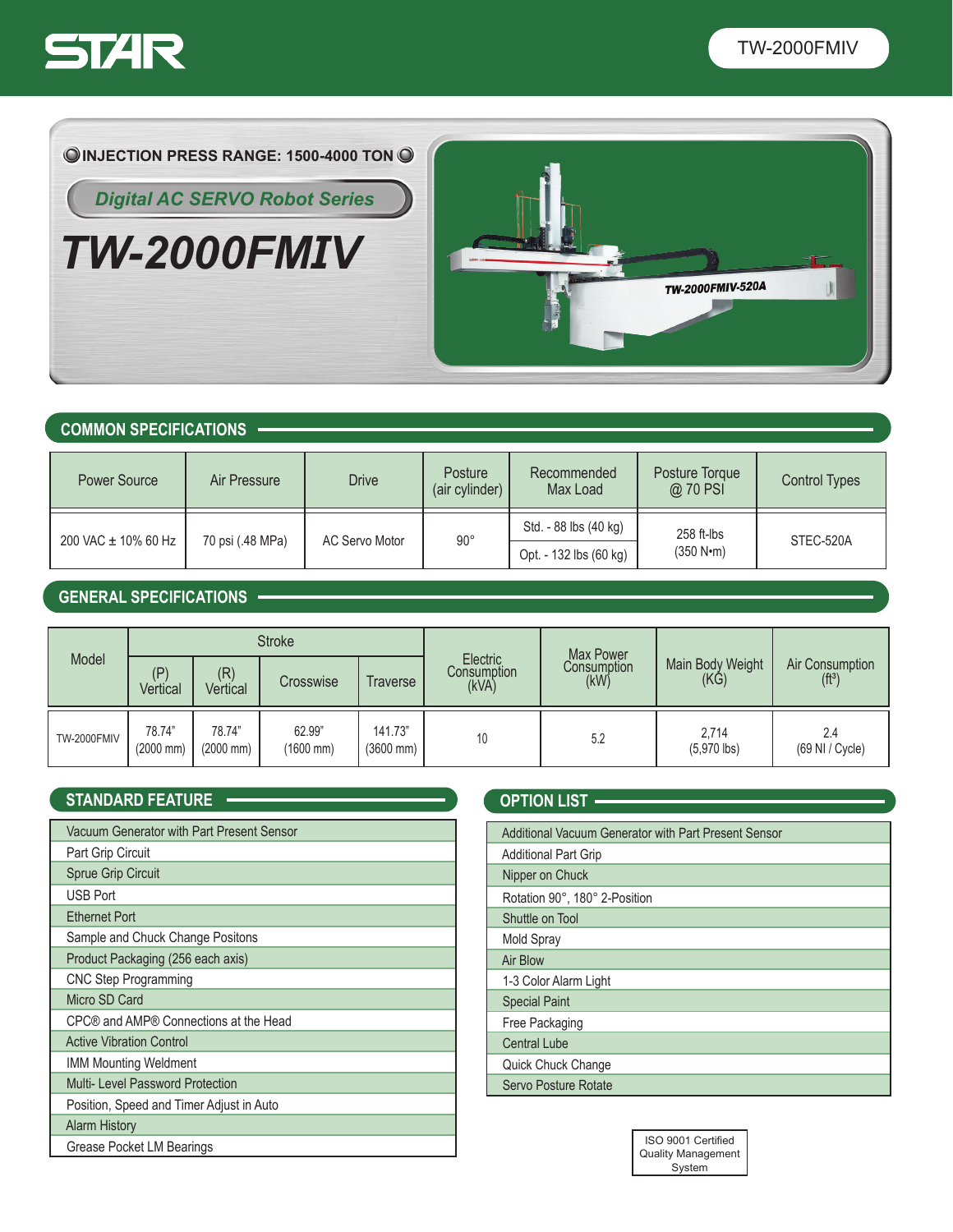# STAR

TW-2000FMIV

INJECTION PRESS RANGE: 1500-4000 TON

*Digital AC SERVO Robot Series*

# *TW-2000FMIV*

## COMMON SPECIFICATIONS

| Power Source | Air Pressure | Drive | Posture (air cylinder) | Recommended Max Load | Posture Torque @ 70 PSI | Control Types |
|---|---|---|---|---|---|---|
| 200 VAC ± 10% 60 Hz | 70 psi (.48 MPa) | AC Servo Motor | 90° | Std. - 88 lbs (40 kg)<br>Opt. - 132 lbs (60 kg) | 258 ft-lbs (350 N•m) | STEC-520A |

## GENERAL SPECIFICATIONS

| Model | Stroke | | | | Electric Consumption (kVA) | Max Power Consumption (kW) | Main Body Weight (KG) | Air Consumption (ft³) |
|---|---|---|---|---|---|---|---|---|
| | (P) Vertical | (R) Vertical | Crosswise | Traverse | | | | |
| TW-2000FMIV | 78.74" (2000 mm) | 78.74" (2000 mm) | 62.99" (1600 mm) | 141.73" (3600 mm) | 10 | 5.2 | 2,714 (5,970 lbs) | 2.4 (69 Nl / Cycle) |

## STANDARD FEATURE

- Vacuum Generator with Part Present Sensor
- Part Grip Circuit
- Sprue Grip Circuit
- USB Port
- Ethernet Port
- Sample and Chuck Change Positons
- Product Packaging (256 each axis)
- CNC Step Programming
- Micro SD Card
- CPC® and AMP® Connections at the Head
- Active Vibration Control
- IMM Mounting Weldment
- Multi- Level Password Protection
- Position, Speed and Timer Adjust in Auto
- Alarm History
- Grease Pocket LM Bearings

## OPTION LIST

- Additional Vacuum Generator with Part Present Sensor
- Additional Part Grip
- Nipper on Chuck
- Rotation 90°, 180° 2-Position
- Shuttle on Tool
- Mold Spray
- Air Blow
- 1-3 Color Alarm Light
- Special Paint
- Free Packaging
- Central Lube
- Quick Chuck Change
- Servo Posture Rotate

ISO 9001 Certified Quality Management System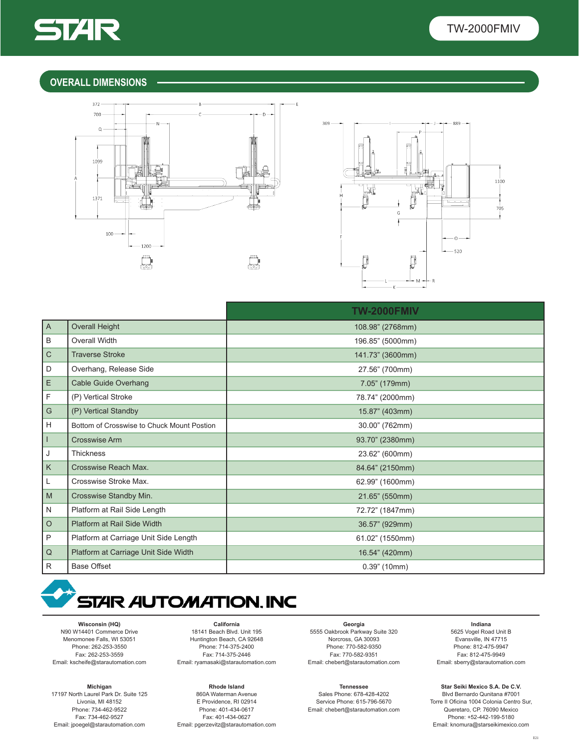STAR

TW-2000FMIV

## OVERALL DIMENSIONS

372
700
Q
1099
A
1371
100
1200
N
B
C
D
E

369
I
J
889
P
1100
H
G
705
F
O
520
L
K
M
R

| | | TW-2000FMIV |
|---|---|---|
| A | Overall Height | 108.98" (2768mm) |
| B | Overall Width | 196.85" (5000mm) |
| C | Traverse Stroke | 141.73" (3600mm) |
| D | Overhang, Release Side | 27.56" (700mm) |
| E | Cable Guide Overhang | 7.05" (179mm) |
| F | (P) Vertical Stroke | 78.74" (2000mm) |
| G | (P) Vertical Standby | 15.87" (403mm) |
| H | Bottom of Crosswise to Chuck Mount Postion | 30.00" (762mm) |
| I | Crosswise Arm | 93.70" (2380mm) |
| J | Thickness | 23.62" (600mm) |
| K | Crosswise Reach Max. | 84.64" (2150mm) |
| L | Crosswise Stroke Max. | 62.99" (1600mm) |
| M | Crosswise Standby Min. | 21.65" (550mm) |
| N | Platform at Rail Side Length | 72.72" (1847mm) |
| O | Platform at Rail Side Width | 36.57" (929mm) |
| P | Platform at Carriage Unit Side Length | 61.02" (1550mm) |
| Q | Platform at Carriage Unit Side Width | 16.54" (420mm) |
| R | Base Offset | 0.39" (10mm) |

STAR AUTOMATION. INC

**Wisconsin (HQ)**
N90 W14401 Commerce Drive
Menomonee Falls, WI 53051
Phone: 262-253-3550
Fax: 262-253-3559
Email: kscheife@starautomation.com

**California**
18141 Beach Blvd. Unit 195
Huntington Beach, CA 92648
Phone: 714-375-2400
Fax: 714-375-2446
Email: ryamasaki@starautomation.com

**Georgia**
5555 Oakbrook Parkway Suite 320
Norcross, GA 30093
Phone: 770-582-9350
Fax: 770-582-9351
Email: chebert@starautomation.com

**Indiana**
5625 Vogel Road Unit B
Evansville, IN 47715
Phone: 812-475-9947
Fax: 812-475-9949
Email: sberry@starautomation.com

**Michigan**
17197 North Laurel Park Dr. Suite 125
Livonia, MI 48152
Phone: 734-462-9522
Fax: 734-462-9527
Email: jpoegel@starautomation.com

**Rhode Island**
860A Waterman Avenue
E Providence, RI 02914
Phone: 401-434-0617
Fax: 401-434-0627
Email: pgerzevitz@starautomation.com

**Tennessee**
Sales Phone: 678-428-4202
Service Phone: 615-796-5670
Email: chebert@starautomation.com

**Star Seiki Mexico S.A. De C.V.**
Blvd Bernardo Qunitana #7001
Torre II Oficina 1004 Colonia Centro Sur,
Queretaro, CP. 76090 Mexico
Phone: +52-442-199-5180
Email: knomura@starseikimexico.com

E21